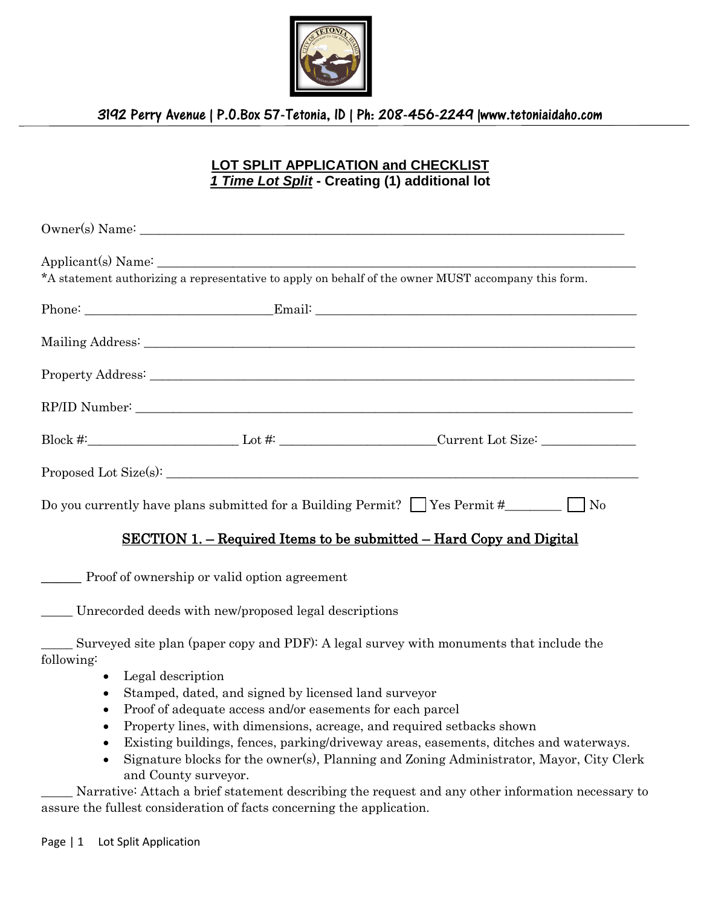3192 Perry Avenue | P.O.Box 57-Tetonia, ID | Ph: 208-456-2249 |www.tetoniaidaho.com

# LOT SPLIT APPLICATION and CHECKLIST

## *1 Time Lot Split* - Creating (1) additional lot

Owner(s) Name: ______________________________________________________________________________

Applicant(s) Name: ___________________________________________________________________________

*A statement authorizing a representative to apply on behalf of the owner MUST accompany this form.

Phone: ____________________________Email: ______________________________________________

Mailing Address: ______________________________________________________________________________

Property Address: _____________________________________________________________________________

RP/ID Number: ________________________________________________________________________________

Block #:______________________ Lot #: ______________________Current Lot Size: ______________

Proposed Lot Size(s): __________________________________________________________________________

Do you currently have plans submitted for a Building Permit? ☐ Yes Permit #________ ☐ No

## SECTION 1. – Required Items to be submitted – Hard Copy and Digital

______ Proof of ownership or valid option agreement

_____ Unrecorded deeds with new/proposed legal descriptions

_____ Surveyed site plan (paper copy and PDF): A legal survey with monuments that include the following:

- Legal description
- Stamped, dated, and signed by licensed land surveyor
- Proof of adequate access and/or easements for each parcel
- Property lines, with dimensions, acreage, and required setbacks shown
- Existing buildings, fences, parking/driveway areas, easements, ditches and waterways.
- Signature blocks for the owner(s), Planning and Zoning Administrator, Mayor, City Clerk and County surveyor.

_____ Narrative: Attach a brief statement describing the request and any other information necessary to assure the fullest consideration of facts concerning the application.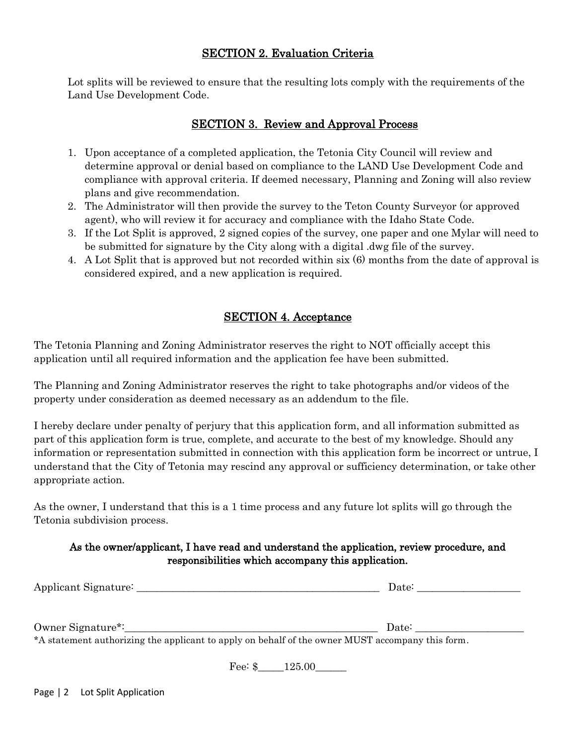## SECTION 2. Evaluation Criteria

Lot splits will be reviewed to ensure that the resulting lots comply with the requirements of the Land Use Development Code.

## SECTION 3. Review and Approval Process

1. Upon acceptance of a completed application, the Tetonia City Council will review and determine approval or denial based on compliance to the LAND Use Development Code and compliance with approval criteria. If deemed necessary, Planning and Zoning will also review plans and give recommendation.
2. The Administrator will then provide the survey to the Teton County Surveyor (or approved agent), who will review it for accuracy and compliance with the Idaho State Code.
3. If the Lot Split is approved, 2 signed copies of the survey, one paper and one Mylar will need to be submitted for signature by the City along with a digital .dwg file of the survey.
4. A Lot Split that is approved but not recorded within six (6) months from the date of approval is considered expired, and a new application is required.

## SECTION 4. Acceptance

The Tetonia Planning and Zoning Administrator reserves the right to NOT officially accept this application until all required information and the application fee have been submitted.

The Planning and Zoning Administrator reserves the right to take photographs and/or videos of the property under consideration as deemed necessary as an addendum to the file.

I hereby declare under penalty of perjury that this application form, and all information submitted as part of this application form is true, complete, and accurate to the best of my knowledge. Should any information or representation submitted in connection with this application form be incorrect or untrue, I understand that the City of Tetonia may rescind any approval or sufficiency determination, or take other appropriate action.

As the owner, I understand that this is a 1 time process and any future lot splits will go through the Tetonia subdivision process.

**As the owner/applicant, I have read and understand the application, review procedure, and responsibilities which accompany this application.**

Applicant Signature: ________________________________________________ Date: ____________________

Owner Signature*:__________________________________________________ Date: _____________________

*A statement authorizing the applicant to apply on behalf of the owner MUST accompany this form.

Fee: $_____125.00______